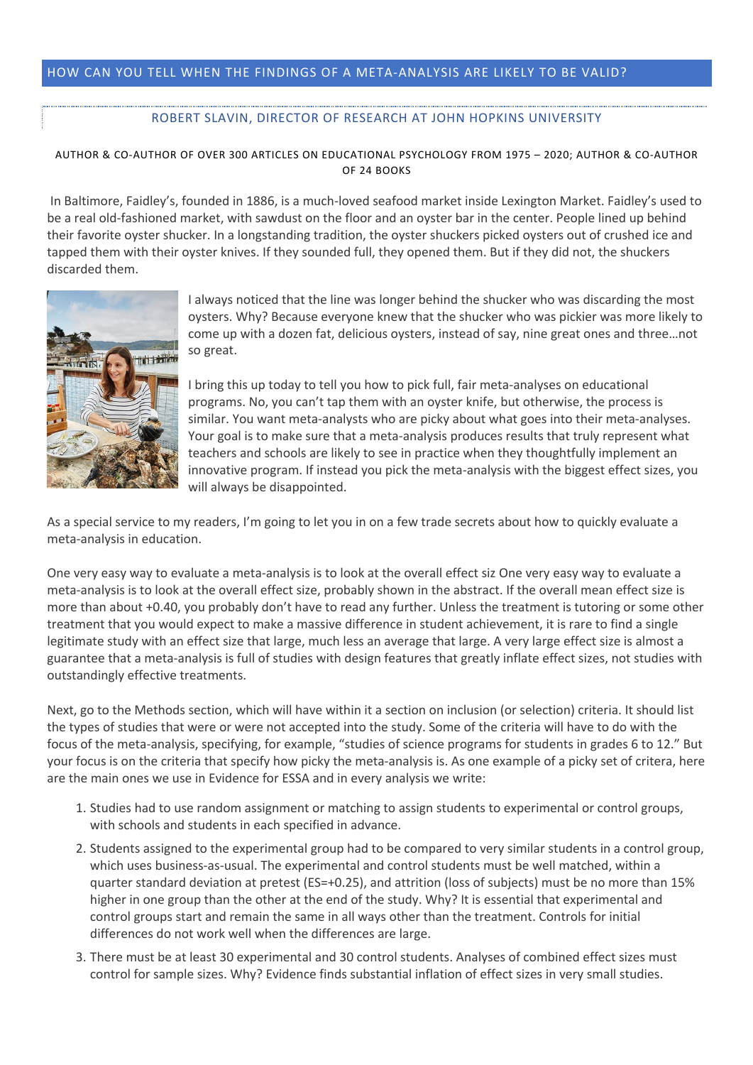# HOW CAN YOU TELL WHEN THE FINDINGS OF A META-ANALYSIS ARE LIKELY TO BE VALID?

## ROBERT SLAVIN, DIRECTOR OF RESEARCH AT JOHN HOPKINS UNIVERSITY

AUTHOR & CO-AUTHOR OF OVER 300 ARTICLES ON EDUCATIONAL PSYCHOLOGY FROM 1975 – 2020; AUTHOR & CO-AUTHOR OF 24 BOOKS

In Baltimore, Faidley's, founded in 1886, is a much-loved seafood market inside Lexington Market. Faidley's used to be a real old-fashioned market, with sawdust on the floor and an oyster bar in the center. People lined up behind their favorite oyster shucker. In a longstanding tradition, the oyster shuckers picked oysters out of crushed ice and tapped them with their oyster knives. If they sounded full, they opened them. But if they did not, the shuckers discarded them.

I always noticed that the line was longer behind the shucker who was discarding the most oysters. Why? Because everyone knew that the shucker who was pickier was more likely to come up with a dozen fat, delicious oysters, instead of say, nine great ones and three…not so great.

I bring this up today to tell you how to pick full, fair meta-analyses on educational programs. No, you can't tap them with an oyster knife, but otherwise, the process is similar. You want meta-analysts who are picky about what goes into their meta-analyses. Your goal is to make sure that a meta-analysis produces results that truly represent what teachers and schools are likely to see in practice when they thoughtfully implement an innovative program. If instead you pick the meta-analysis with the biggest effect sizes, you will always be disappointed.

As a special service to my readers, I'm going to let you in on a few trade secrets about how to quickly evaluate a meta-analysis in education.

One very easy way to evaluate a meta-analysis is to look at the overall effect siz One very easy way to evaluate a meta-analysis is to look at the overall effect size, probably shown in the abstract. If the overall mean effect size is more than about +0.40, you probably don't have to read any further. Unless the treatment is tutoring or some other treatment that you would expect to make a massive difference in student achievement, it is rare to find a single legitimate study with an effect size that large, much less an average that large. A very large effect size is almost a guarantee that a meta-analysis is full of studies with design features that greatly inflate effect sizes, not studies with outstandingly effective treatments.

Next, go to the Methods section, which will have within it a section on inclusion (or selection) criteria. It should list the types of studies that were or were not accepted into the study. Some of the criteria will have to do with the focus of the meta-analysis, specifying, for example, "studies of science programs for students in grades 6 to 12." But your focus is on the criteria that specify how picky the meta-analysis is. As one example of a picky set of critera, here are the main ones we use in Evidence for ESSA and in every analysis we write:

1. Studies had to use random assignment or matching to assign students to experimental or control groups, with schools and students in each specified in advance.
2. Students assigned to the experimental group had to be compared to very similar students in a control group, which uses business-as-usual. The experimental and control students must be well matched, within a quarter standard deviation at pretest (ES=+0.25), and attrition (loss of subjects) must be no more than 15% higher in one group than the other at the end of the study. Why? It is essential that experimental and control groups start and remain the same in all ways other than the treatment. Controls for initial differences do not work well when the differences are large.
3. There must be at least 30 experimental and 30 control students. Analyses of combined effect sizes must control for sample sizes. Why? Evidence finds substantial inflation of effect sizes in very small studies.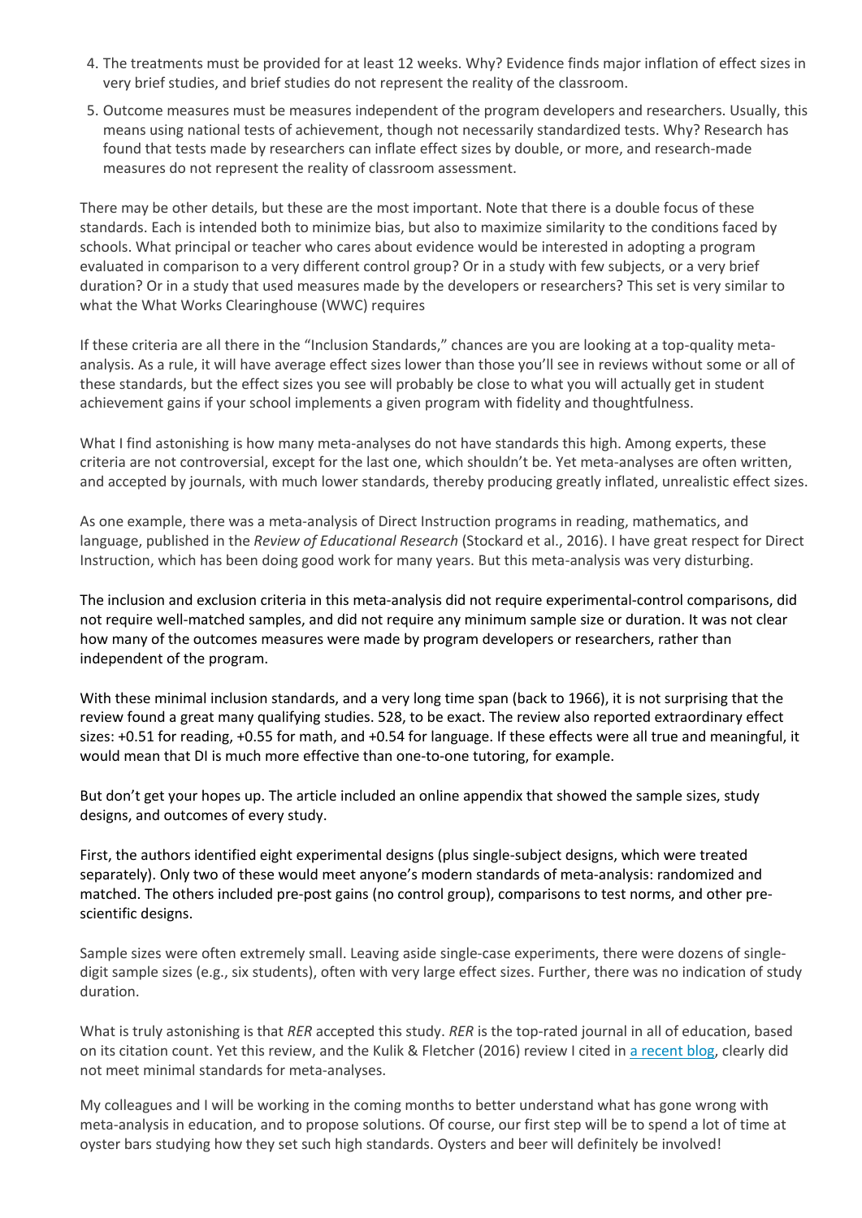4. The treatments must be provided for at least 12 weeks. Why? Evidence finds major inflation of effect sizes in very brief studies, and brief studies do not represent the reality of the classroom.
5. Outcome measures must be measures independent of the program developers and researchers. Usually, this means using national tests of achievement, though not necessarily standardized tests. Why? Research has found that tests made by researchers can inflate effect sizes by double, or more, and research-made measures do not represent the reality of classroom assessment.

There may be other details, but these are the most important. Note that there is a double focus of these standards. Each is intended both to minimize bias, but also to maximize similarity to the conditions faced by schools. What principal or teacher who cares about evidence would be interested in adopting a program evaluated in comparison to a very different control group? Or in a study with few subjects, or a very brief duration? Or in a study that used measures made by the developers or researchers? This set is very similar to what the What Works Clearinghouse (WWC) requires

If these criteria are all there in the "Inclusion Standards," chances are you are looking at a top-quality meta-analysis. As a rule, it will have average effect sizes lower than those you'll see in reviews without some or all of these standards, but the effect sizes you see will probably be close to what you will actually get in student achievement gains if your school implements a given program with fidelity and thoughtfulness.

What I find astonishing is how many meta-analyses do not have standards this high. Among experts, these criteria are not controversial, except for the last one, which shouldn't be. Yet meta-analyses are often written, and accepted by journals, with much lower standards, thereby producing greatly inflated, unrealistic effect sizes.

As one example, there was a meta-analysis of Direct Instruction programs in reading, mathematics, and language, published in the *Review of Educational Research* (Stockard et al., 2016). I have great respect for Direct Instruction, which has been doing good work for many years. But this meta-analysis was very disturbing.

The inclusion and exclusion criteria in this meta-analysis did not require experimental-control comparisons, did not require well-matched samples, and did not require any minimum sample size or duration. It was not clear how many of the outcomes measures were made by program developers or researchers, rather than independent of the program.

With these minimal inclusion standards, and a very long time span (back to 1966), it is not surprising that the review found a great many qualifying studies. 528, to be exact. The review also reported extraordinary effect sizes: +0.51 for reading, +0.55 for math, and +0.54 for language. If these effects were all true and meaningful, it would mean that DI is much more effective than one-to-one tutoring, for example.

But don't get your hopes up. The article included an online appendix that showed the sample sizes, study designs, and outcomes of every study.

First, the authors identified eight experimental designs (plus single-subject designs, which were treated separately). Only two of these would meet anyone's modern standards of meta-analysis: randomized and matched. The others included pre-post gains (no control group), comparisons to test norms, and other pre-scientific designs.

Sample sizes were often extremely small. Leaving aside single-case experiments, there were dozens of single-digit sample sizes (e.g., six students), often with very large effect sizes. Further, there was no indication of study duration.

What is truly astonishing is that *RER* accepted this study. *RER* is the top-rated journal in all of education, based on its citation count. Yet this review, and the Kulik & Fletcher (2016) review I cited in [a recent blog](), clearly did not meet minimal standards for meta-analyses.

My colleagues and I will be working in the coming months to better understand what has gone wrong with meta-analysis in education, and to propose solutions. Of course, our first step will be to spend a lot of time at oyster bars studying how they set such high standards. Oysters and beer will definitely be involved!